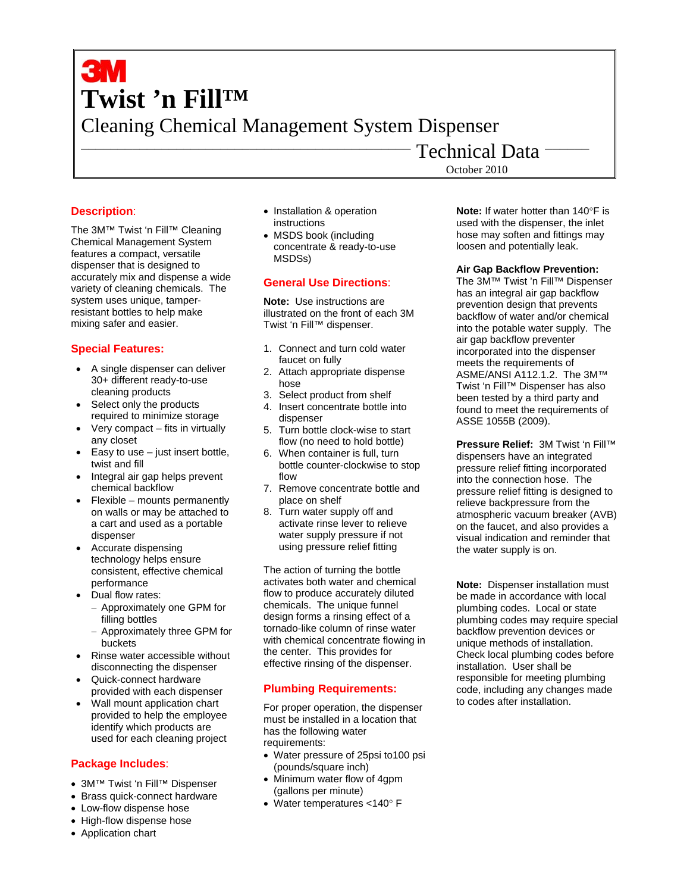3M

# Twist 'n Fill™

## Cleaning Chemical Management System Dispenser

## Technical Data

October 2010

### Description:

The 3M™ Twist 'n Fill™ Cleaning Chemical Management System features a compact, versatile dispenser that is designed to accurately mix and dispense a wide variety of cleaning chemicals. The system uses unique, tamper-resistant bottles to help make mixing safer and easier.

### Special Features:

- A single dispenser can deliver 30+ different ready-to-use cleaning products
- Select only the products required to minimize storage
- Very compact – fits in virtually any closet
- Easy to use – just insert bottle, twist and fill
- Integral air gap helps prevent chemical backflow
- Flexible – mounts permanently on walls or may be attached to a cart and used as a portable dispenser
- Accurate dispensing technology helps ensure consistent, effective chemical performance
- Dual flow rates:
  - Approximately one GPM for filling bottles
  - Approximately three GPM for buckets
- Rinse water accessible without disconnecting the dispenser
- Quick-connect hardware provided with each dispenser
- Wall mount application chart provided to help the employee identify which products are used for each cleaning project

### Package Includes:

- 3M™ Twist 'n Fill™ Dispenser
- Brass quick-connect hardware
- Low-flow dispense hose
- High-flow dispense hose
- Application chart
- Installation & operation instructions
- MSDS book (including concentrate & ready-to-use MSDSs)

### General Use Directions:

**Note:** Use instructions are illustrated on the front of each 3M Twist 'n Fill™ dispenser.

1. Connect and turn cold water faucet on fully
2. Attach appropriate dispense hose
3. Select product from shelf
4. Insert concentrate bottle into dispenser
5. Turn bottle clock-wise to start flow (no need to hold bottle)
6. When container is full, turn bottle counter-clockwise to stop flow
7. Remove concentrate bottle and place on shelf
8. Turn water supply off and activate rinse lever to relieve water supply pressure if not using pressure relief fitting

The action of turning the bottle activates both water and chemical flow to produce accurately diluted chemicals. The unique funnel design forms a rinsing effect of a tornado-like column of rinse water with chemical concentrate flowing in the center. This provides for effective rinsing of the dispenser.

### Plumbing Requirements:

For proper operation, the dispenser must be installed in a location that has the following water requirements:

- Water pressure of 25psi to100 psi (pounds/square inch)
- Minimum water flow of 4gpm (gallons per minute)
- Water temperatures <140° F

**Note:** If water hotter than 140°F is used with the dispenser, the inlet hose may soften and fittings may loosen and potentially leak.

**Air Gap Backflow Prevention:** The 3M™ Twist 'n Fill™ Dispenser has an integral air gap backflow prevention design that prevents backflow of water and/or chemical into the potable water supply. The air gap backflow preventer incorporated into the dispenser meets the requirements of ASME/ANSI A112.1.2. The 3M™ Twist 'n Fill™ Dispenser has also been tested by a third party and found to meet the requirements of ASSE 1055B (2009).

**Pressure Relief:** 3M Twist 'n Fill™ dispensers have an integrated pressure relief fitting incorporated into the connection hose. The pressure relief fitting is designed to relieve backpressure from the atmospheric vacuum breaker (AVB) on the faucet, and also provides a visual indication and reminder that the water supply is on.

**Note:** Dispenser installation must be made in accordance with local plumbing codes. Local or state plumbing codes may require special backflow prevention devices or unique methods of installation. Check local plumbing codes before installation. User shall be responsible for meeting plumbing code, including any changes made to codes after installation.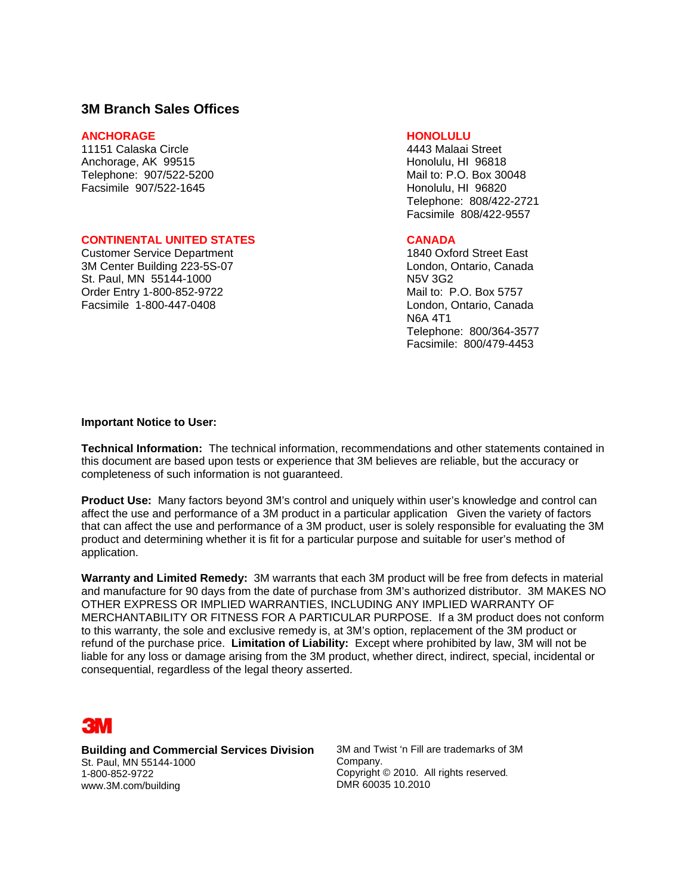## 3M Branch Sales Offices

**ANCHORAGE**
11151 Calaska Circle
Anchorage, AK 99515
Telephone: 907/522-5200
Facsimile 907/522-1645

**HONOLULU**
4443 Malaai Street
Honolulu, HI 96818
Mail to: P.O. Box 30048
Honolulu, HI 96820
Telephone: 808/422-2721
Facsimile 808/422-9557

**CONTINENTAL UNITED STATES**
Customer Service Department
3M Center Building 223-5S-07
St. Paul, MN 55144-1000
Order Entry 1-800-852-9722
Facsimile 1-800-447-0408

**CANADA**
1840 Oxford Street East
London, Ontario, Canada
N5V 3G2
Mail to: P.O. Box 5757
London, Ontario, Canada
N6A 4T1
Telephone: 800/364-3577
Facsimile: 800/479-4453

**Important Notice to User:**

**Technical Information:** The technical information, recommendations and other statements contained in this document are based upon tests or experience that 3M believes are reliable, but the accuracy or completeness of such information is not guaranteed.

**Product Use:** Many factors beyond 3M's control and uniquely within user's knowledge and control can affect the use and performance of a 3M product in a particular application Given the variety of factors that can affect the use and performance of a 3M product, user is solely responsible for evaluating the 3M product and determining whether it is fit for a particular purpose and suitable for user's method of application.

**Warranty and Limited Remedy:** 3M warrants that each 3M product will be free from defects in material and manufacture for 90 days from the date of purchase from 3M's authorized distributor. 3M MAKES NO OTHER EXPRESS OR IMPLIED WARRANTIES, INCLUDING ANY IMPLIED WARRANTY OF MERCHANTABILITY OR FITNESS FOR A PARTICULAR PURPOSE. If a 3M product does not conform to this warranty, the sole and exclusive remedy is, at 3M's option, replacement of the 3M product or refund of the purchase price. **Limitation of Liability:** Except where prohibited by law, 3M will not be liable for any loss or damage arising from the 3M product, whether direct, indirect, special, incidental or consequential, regardless of the legal theory asserted.

3M

**Building and Commercial Services Division**
St. Paul, MN 55144-1000
1-800-852-9722
www.3M.com/building

3M and Twist 'n Fill are trademarks of 3M Company.
Copyright © 2010. All rights reserved.
DMR 60035 10.2010